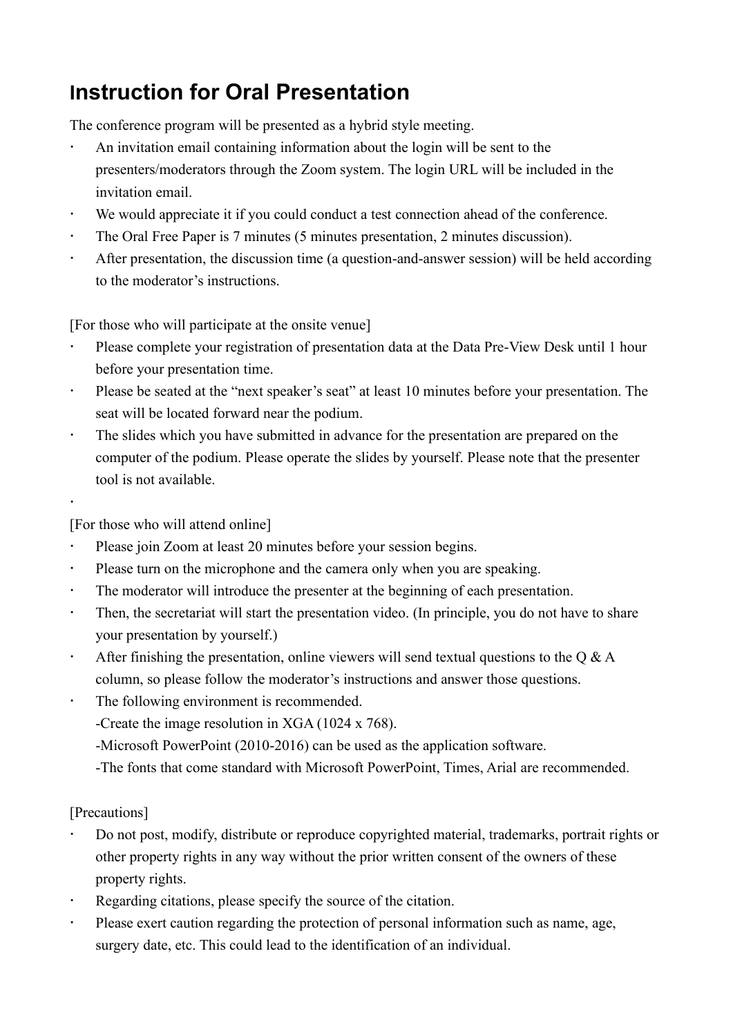# Instruction for Oral Presentation

The conference program will be presented as a hybrid style meeting.

- An invitation email containing information about the login will be sent to the presenters/moderators through the Zoom system. The login URL will be included in the invitation email.
- We would appreciate it if you could conduct a test connection ahead of the conference.
- The Oral Free Paper is 7 minutes (5 minutes presentation, 2 minutes discussion).
- After presentation, the discussion time (a question-and-answer session) will be held according to the moderator's instructions.

[For those who will participate at the onsite venue]

- Please complete your registration of presentation data at the Data Pre-View Desk until 1 hour before your presentation time.
- Please be seated at the "next speaker's seat" at least 10 minutes before your presentation. The seat will be located forward near the podium.
- The slides which you have submitted in advance for the presentation are prepared on the computer of the podium. Please operate the slides by yourself. Please note that the presenter tool is not available.

[For those who will attend online]

- Please join Zoom at least 20 minutes before your session begins.
- Please turn on the microphone and the camera only when you are speaking.
- The moderator will introduce the presenter at the beginning of each presentation.
- Then, the secretariat will start the presentation video. (In principle, you do not have to share your presentation by yourself.)
- After finishing the presentation, online viewers will send textual questions to the Q & A column, so please follow the moderator's instructions and answer those questions.
- The following environment is recommended.
  -Create the image resolution in XGA (1024 x 768).
  -Microsoft PowerPoint (2010-2016) can be used as the application software.
  -The fonts that come standard with Microsoft PowerPoint, Times, Arial are recommended.

[Precautions]

- Do not post, modify, distribute or reproduce copyrighted material, trademarks, portrait rights or other property rights in any way without the prior written consent of the owners of these property rights.
- Regarding citations, please specify the source of the citation.
- Please exert caution regarding the protection of personal information such as name, age, surgery date, etc. This could lead to the identification of an individual.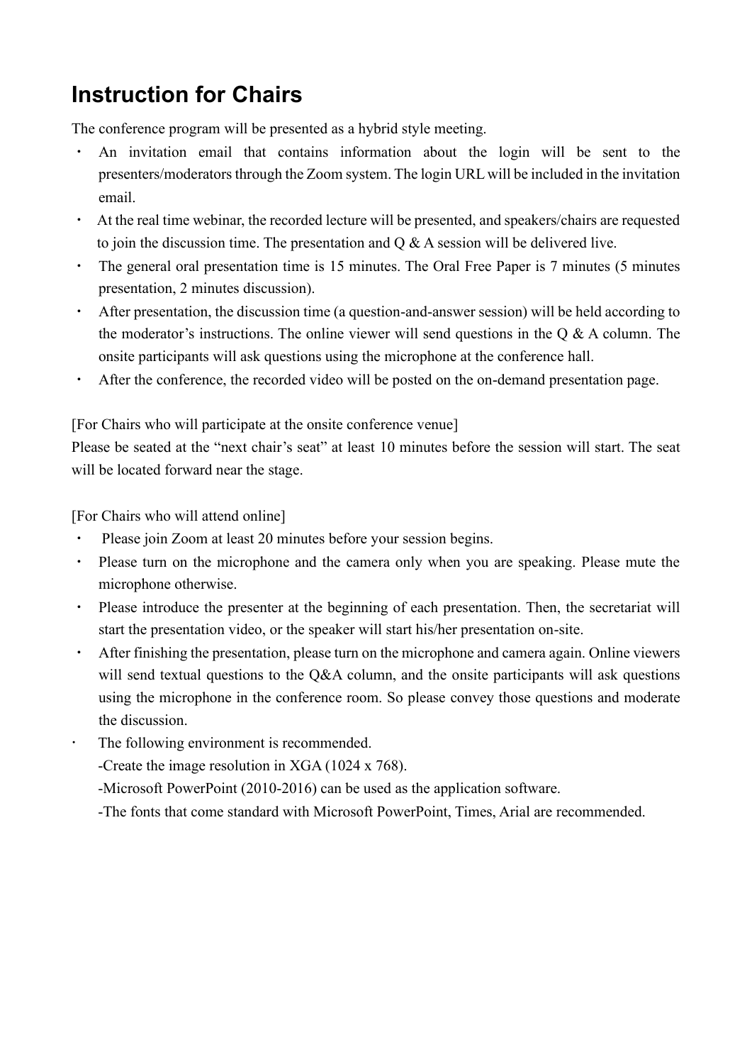# Instruction for Chairs

The conference program will be presented as a hybrid style meeting.

- An invitation email that contains information about the login will be sent to the presenters/moderators through the Zoom system. The login URL will be included in the invitation email.
- At the real time webinar, the recorded lecture will be presented, and speakers/chairs are requested to join the discussion time. The presentation and Q & A session will be delivered live.
- The general oral presentation time is 15 minutes. The Oral Free Paper is 7 minutes (5 minutes presentation, 2 minutes discussion).
- After presentation, the discussion time (a question-and-answer session) will be held according to the moderator's instructions. The online viewer will send questions in the Q & A column. The onsite participants will ask questions using the microphone at the conference hall.
- After the conference, the recorded video will be posted on the on-demand presentation page.

[For Chairs who will participate at the onsite conference venue]
Please be seated at the "next chair's seat" at least 10 minutes before the session will start. The seat will be located forward near the stage.

[For Chairs who will attend online]

- Please join Zoom at least 20 minutes before your session begins.
- Please turn on the microphone and the camera only when you are speaking. Please mute the microphone otherwise.
- Please introduce the presenter at the beginning of each presentation. Then, the secretariat will start the presentation video, or the speaker will start his/her presentation on-site.
- After finishing the presentation, please turn on the microphone and camera again. Online viewers will send textual questions to the Q&A column, and the onsite participants will ask questions using the microphone in the conference room. So please convey those questions and moderate the discussion.
- The following environment is recommended.
  -Create the image resolution in XGA (1024 x 768).
  -Microsoft PowerPoint (2010-2016) can be used as the application software.
  -The fonts that come standard with Microsoft PowerPoint, Times, Arial are recommended.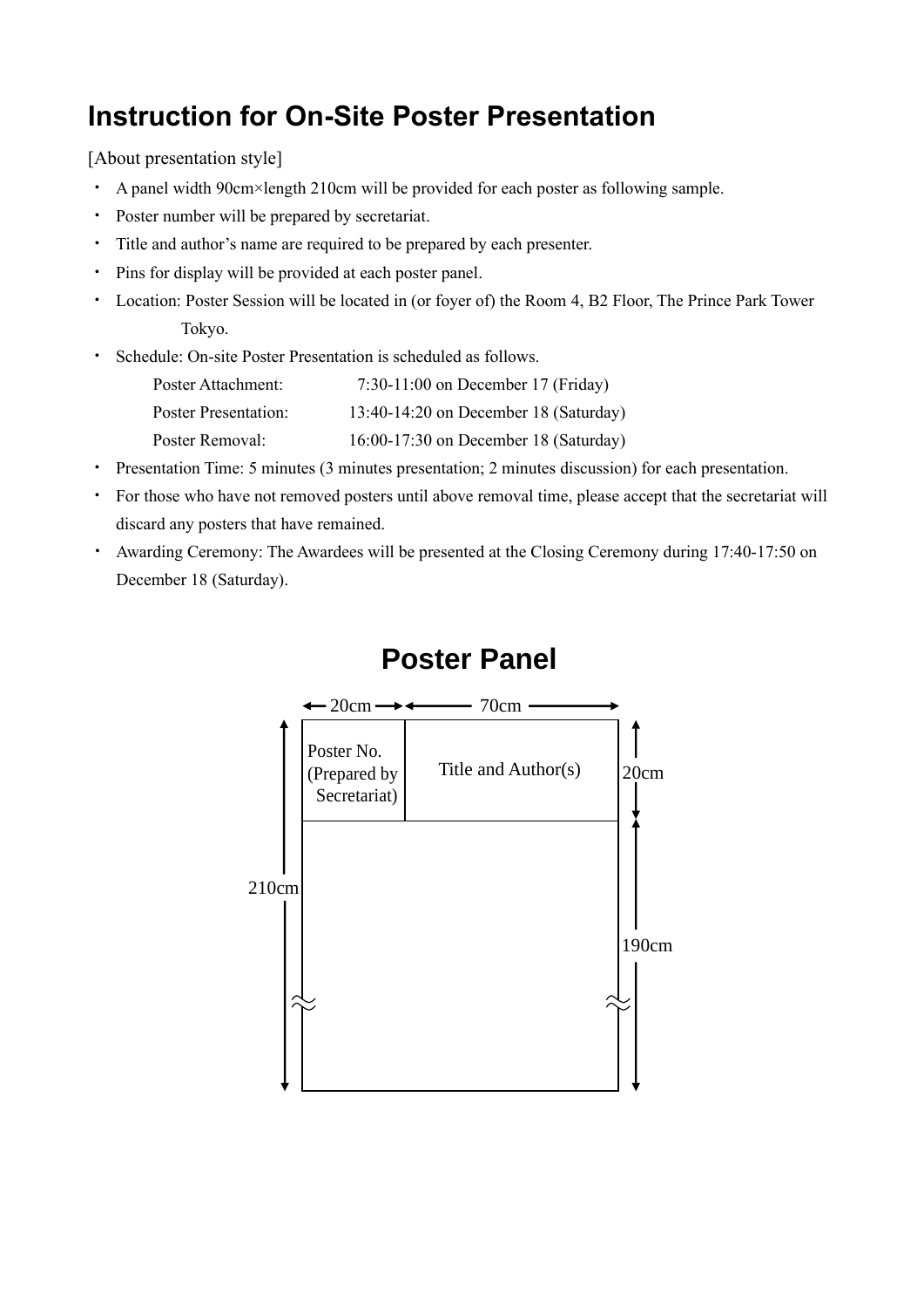# Instruction for On-Site Poster Presentation

[About presentation style]

- A panel width 90cm×length 210cm will be provided for each poster as following sample.
- Poster number will be prepared by secretariat.
- Title and author's name are required to be prepared by each presenter.
- Pins for display will be provided at each poster panel.
- Location: Poster Session will be located in (or foyer of) the Room 4, B2 Floor, The Prince Park Tower Tokyo.
- Schedule: On-site Poster Presentation is scheduled as follows.
  - Poster Attachment: 7:30-11:00 on December 17 (Friday)
  - Poster Presentation: 13:40-14:20 on December 18 (Saturday)
  - Poster Removal: 16:00-17:30 on December 18 (Saturday)
- Presentation Time: 5 minutes (3 minutes presentation; 2 minutes discussion) for each presentation.
- For those who have not removed posters until above removal time, please accept that the secretariat will discard any posters that have remained.
- Awarding Ceremony: The Awardees will be presented at the Closing Ceremony during 17:40-17:50 on December 18 (Saturday).

## Poster Panel

| ← 20cm → | ← 70cm → | |
|---|---|---|
| Poster No. (Prepared by Secretariat) | Title and Author(s) | 20cm |
| | | 190cm |

Total panel length: 210cm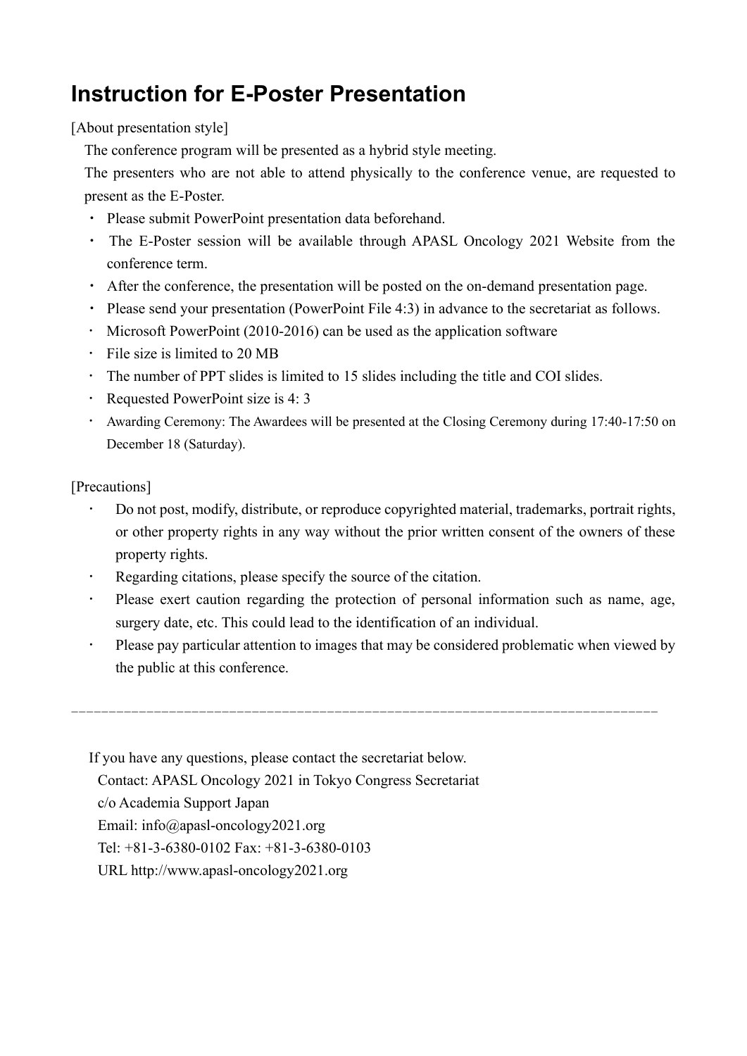# Instruction for E-Poster Presentation

[About presentation style]

The conference program will be presented as a hybrid style meeting.

The presenters who are not able to attend physically to the conference venue, are requested to present as the E-Poster.

- Please submit PowerPoint presentation data beforehand.
- The E-Poster session will be available through APASL Oncology 2021 Website from the conference term.
- After the conference, the presentation will be posted on the on-demand presentation page.
- Please send your presentation (PowerPoint File 4:3) in advance to the secretariat as follows.
- Microsoft PowerPoint (2010-2016) can be used as the application software
- File size is limited to 20 MB
- The number of PPT slides is limited to 15 slides including the title and COI slides.
- Requested PowerPoint size is 4: 3
- Awarding Ceremony: The Awardees will be presented at the Closing Ceremony during 17:40-17:50 on December 18 (Saturday).

[Precautions]

- Do not post, modify, distribute, or reproduce copyrighted material, trademarks, portrait rights, or other property rights in any way without the prior written consent of the owners of these property rights.
- Regarding citations, please specify the source of the citation.
- Please exert caution regarding the protection of personal information such as name, age, surgery date, etc. This could lead to the identification of an individual.
- Please pay particular attention to images that may be considered problematic when viewed by the public at this conference.

---

If you have any questions, please contact the secretariat below.

Contact: APASL Oncology 2021 in Tokyo Congress Secretariat

c/o Academia Support Japan

Email: info@apasl-oncology2021.org

Tel: +81-3-6380-0102 Fax: +81-3-6380-0103

URL http://www.apasl-oncology2021.org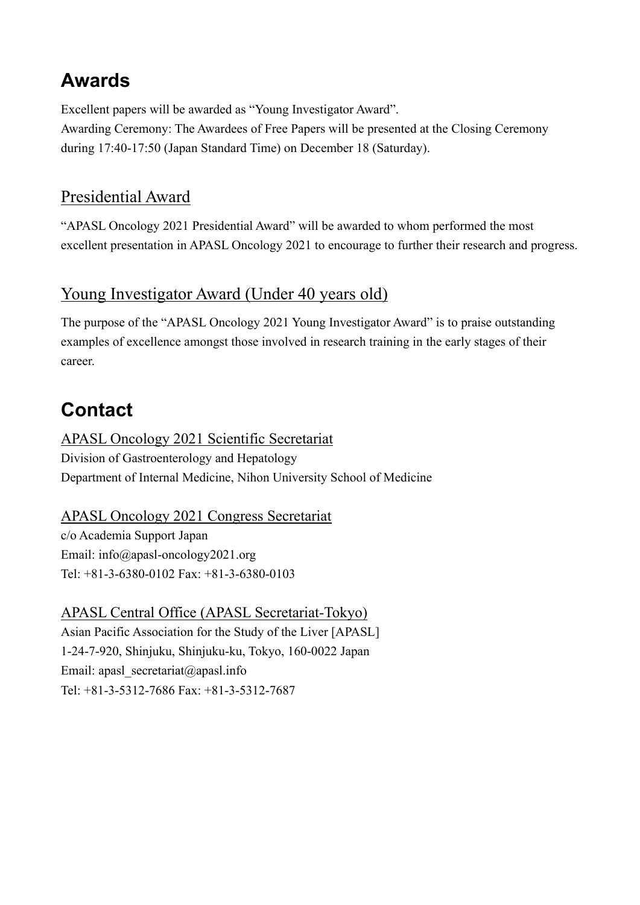## Awards

Excellent papers will be awarded as "Young Investigator Award".
Awarding Ceremony: The Awardees of Free Papers will be presented at the Closing Ceremony during 17:40-17:50 (Japan Standard Time) on December 18 (Saturday).

### Presidential Award

"APASL Oncology 2021 Presidential Award" will be awarded to whom performed the most excellent presentation in APASL Oncology 2021 to encourage to further their research and progress.

### Young Investigator Award (Under 40 years old)

The purpose of the "APASL Oncology 2021 Young Investigator Award" is to praise outstanding examples of excellence amongst those involved in research training in the early stages of their career.

## Contact

APASL Oncology 2021 Scientific Secretariat
Division of Gastroenterology and Hepatology
Department of Internal Medicine, Nihon University School of Medicine

APASL Oncology 2021 Congress Secretariat
c/o Academia Support Japan
Email: info@apasl-oncology2021.org
Tel: +81-3-6380-0102 Fax: +81-3-6380-0103

APASL Central Office (APASL Secretariat-Tokyo)
Asian Pacific Association for the Study of the Liver [APASL]
1-24-7-920, Shinjuku, Shinjuku-ku, Tokyo, 160-0022 Japan
Email: apasl_secretariat@apasl.info
Tel: +81-3-5312-7686 Fax: +81-3-5312-7687